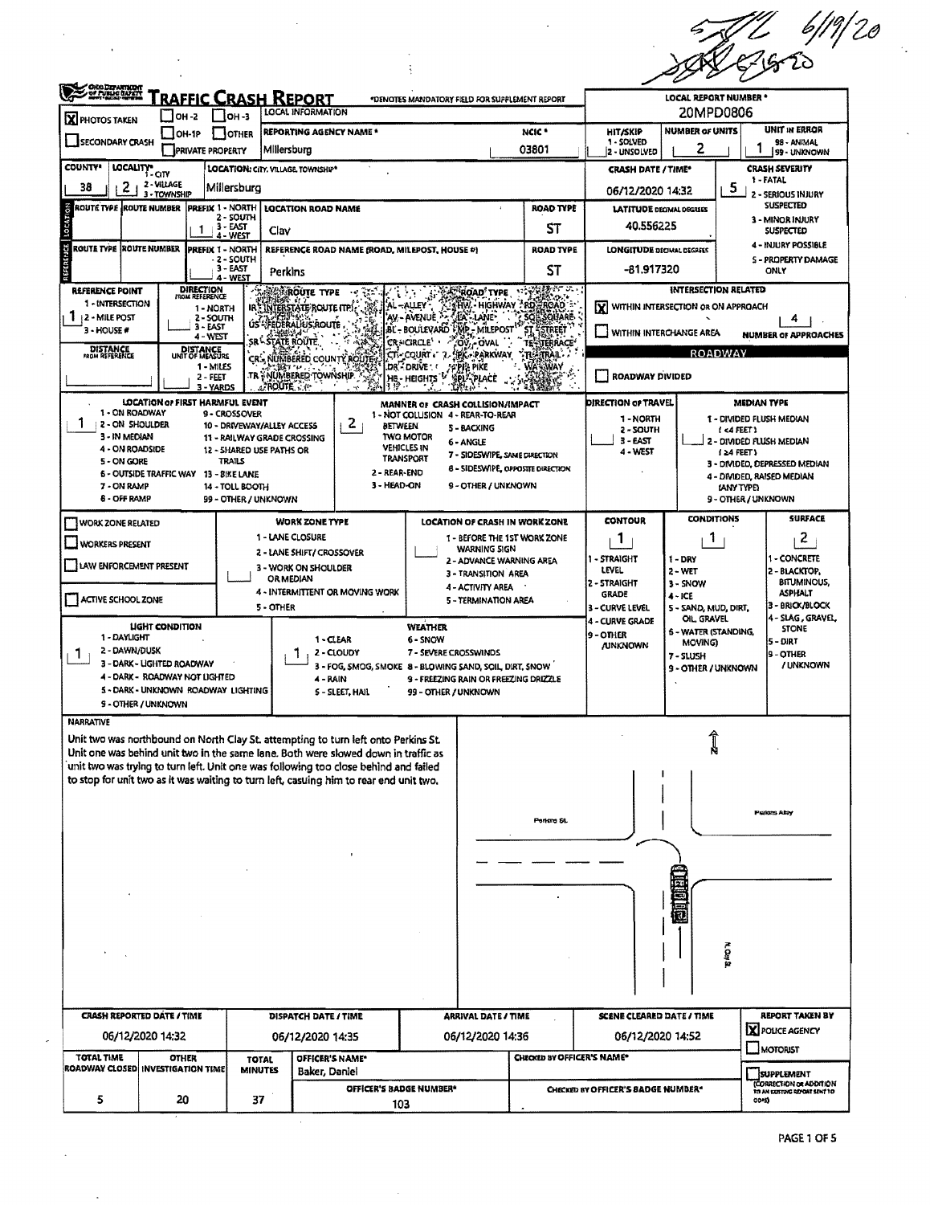# TRAFFIC CRASH REPORT

*DENOTES MANDATORY FIELD FOR SUPPLEMENT REPORT

| | | |
|---|---|---|
| LOCAL REPORT NUMBER * | 20MPD0806 | |
| [X] PHOTOS TAKEN | [ ] OH-2 [ ] OH-3 [ ] OH-1P [ ] OTHER [ ] PRIVATE PROPERTY | LOCAL INFORMATION |
| [ ] SECONDARY CRASH | REPORTING AGENCY NAME *: Millersburg | NCIC *: 03801 |
| HIT/SKIP: 1 - SOLVED 2 - UNSOLVED | NUMBER OF UNITS: 2 | UNIT IN ERROR: 1 (98 - ANIMAL, 99 - UNKNOWN) |

| | | |
|---|---|---|
| COUNTY*: 38 | LOCALITY* (1 - CITY, 2 - VILLAGE, 3 - TOWNSHIP): 2 | LOCATION: CITY, VILLAGE, TOWNSHIP*: Millersburg |
| CRASH DATE / TIME*: 06/12/2020 14:32 | CRASH SEVERITY: 5 | 1 - FATAL, 2 - SERIOUS INJURY SUSPECTED, 3 - MINOR INJURY SUSPECTED, 4 - INJURY POSSIBLE, 5 - PROPERTY DAMAGE ONLY |

**LOCATION**

| ROUTE TYPE | ROUTE NUMBER | PREFIX (1 - NORTH, 2 - SOUTH, 3 - EAST, 4 - WEST) | LOCATION ROAD NAME | ROAD TYPE | LATITUDE DECIMAL DEGREES |
|---|---|---|---|---|---|
| | | 1 | Clay | ST | 40.556225 |

**REFERENCE**

| ROUTE TYPE | ROUTE NUMBER | PREFIX | REFERENCE ROAD NAME (ROAD, MILEPOST, HOUSE #) | ROAD TYPE | LONGITUDE DECIMAL DEGREES |
|---|---|---|---|---|---|
| | | | Perkins | ST | -81.917320 |

REFERENCE POINT: 1 (1 - INTERSECTION, 2 - MILE POST, 3 - HOUSE #)
DIRECTION FROM REFERENCE: 1 - NORTH, 2 - SOUTH, 3 - EAST, 4 - WEST
DISTANCE FROM REFERENCE:
DISTANCE UNIT OF MEASURE: 1 - MILES, 2 - FEET, 3 - YARDS

ROUTE TYPE: IR - INTERSTATE ROUTE (TP), US - FEDERAL US ROUTE, SR - STATE ROUTE, CR - NUMBERED COUNTY ROUTE, TR - NUMBERED TOWNSHIP ROUTE

ROAD TYPE: AL - ALLEY, AV - AVENUE, BL - BOULEVARD, CR - CIRCLE, CT - COURT, DR - DRIVE, HE - HEIGHTS, HW - HIGHWAY, LA - LANE, MP - MILEPOST, OV - OVAL, PK - PARKWAY, PI - PIKE, PL - PLACE, RD - ROAD, SQ - SQUARE, ST - STREET, TE - TERRACE, TL - TRAIL, WA - WAY

INTERSECTION RELATED
[X] WITHIN INTERSECTION OR ON APPROACH
[ ] WITHIN INTERCHANGE AREA
NUMBER OF APPROACHES: 4

ROADWAY
[ ] ROADWAY DIVIDED

LOCATION OF FIRST HARMFUL EVENT: 1
1 - ON ROADWAY, 2 - ON SHOULDER, 3 - IN MEDIAN, 4 - ON ROADSIDE, 5 - ON GORE, 6 - OUTSIDE TRAFFIC WAY, 7 - ON RAMP, 8 - OFF RAMP, 9 - CROSSOVER, 10 - DRIVEWAY/ALLEY ACCESS, 11 - RAILWAY GRADE CROSSING, 12 - SHARED USE PATHS OR TRAILS, 13 - BIKE LANE, 14 - TOLL BOOTH, 99 - OTHER / UNKNOWN

MANNER OF CRASH COLLISION/IMPACT: 2
1 - NOT COLLISION BETWEEN TWO MOTOR VEHICLES IN TRANSPORT, 2 - REAR-END, 3 - HEAD-ON, 4 - REAR-TO-REAR, 5 - BACKING, 6 - ANGLE, 7 - SIDESWIPE, SAME DIRECTION, 8 - SIDESWIPE, OPPOSITE DIRECTION, 9 - OTHER / UNKNOWN

DIRECTION OF TRAVEL: 1 - NORTH, 2 - SOUTH, 3 - EAST, 4 - WEST

MEDIAN TYPE: 1 - DIVIDED FLUSH MEDIAN (<4 FEET), 2 - DIVIDED FLUSH MEDIAN (≥4 FEET), 3 - DIVIDED, DEPRESSED MEDIAN, 4 - DIVIDED, RAISED MEDIAN (ANY TYPE), 9 - OTHER / UNKNOWN

[ ] WORK ZONE RELATED
[ ] WORKERS PRESENT
[ ] LAW ENFORCEMENT PRESENT
[ ] ACTIVE SCHOOL ZONE

WORK ZONE TYPE: 1 - LANE CLOSURE, 2 - LANE SHIFT/ CROSSOVER, 3 - WORK ON SHOULDER OR MEDIAN, 4 - INTERMITTENT OR MOVING WORK, 5 - OTHER

LOCATION OF CRASH IN WORK ZONE: 1 - BEFORE THE 1ST WORK ZONE WARNING SIGN, 2 - ADVANCE WARNING AREA, 3 - TRANSITION AREA, 4 - ACTIVITY AREA, 5 - TERMINATION AREA

CONTOUR: 1 (1 - STRAIGHT LEVEL, 2 - STRAIGHT GRADE, 3 - CURVE LEVEL, 4 - CURVE GRADE, 9 - OTHER /UNKNOWN)

CONDITIONS: 1 (1 - DRY, 2 - WET, 3 - SNOW, 4 - ICE, 5 - SAND, MUD, DIRT, OIL, GRAVEL, 6 - WATER (STANDING, MOVING), 7 - SLUSH, 9 - OTHER / UNKNOWN)

SURFACE: 2 (1 - CONCRETE, 2 - BLACKTOP, BITUMINOUS, ASPHALT, 3 - BRICK/BLOCK, 4 - SLAG, GRAVEL, STONE, 5 - DIRT, 9 - OTHER / UNKNOWN)

LIGHT CONDITION: 1 (1 - DAYLIGHT, 2 - DAWN/DUSK, 3 - DARK - LIGHTED ROADWAY, 4 - DARK - ROADWAY NOT LIGHTED, 5 - DARK - UNKNOWN ROADWAY LIGHTING, 9 - OTHER / UNKNOWN)

WEATHER: 1 (1 - CLEAR, 2 - CLOUDY, 3 - FOG, SMOG, SMOKE, 4 - RAIN, 5 - SLEET, HAIL, 6 - SNOW, 7 - SEVERE CROSSWINDS, 8 - BLOWING SAND, SOIL, DIRT, SNOW, 9 - FREEZING RAIN OR FREEZING DRIZZLE, 99 - OTHER / UNKNOWN)

## NARRATIVE

Unit two was northbound on North Clay St. attempting to turn left onto Perkins St. Unit one was behind unit two in the same lane. Both were slowed down in traffic as unit two was trying to turn left. Unit one was following too close behind and failed to stop for unit two as it was waiting to turn left, casuing him to rear end unit two.

Perkins St.
Perkins Alley
N. Clay St.

| CRASH REPORTED DATE / TIME | DISPATCH DATE / TIME | ARRIVAL DATE / TIME | SCENE CLEARED DATE / TIME | REPORT TAKEN BY |
|---|---|---|---|---|
| 06/12/2020 14:32 | 06/12/2020 14:35 | 06/12/2020 14:36 | 06/12/2020 14:52 | [X] POLICE AGENCY [ ] MOTORIST |

| TOTAL TIME ROADWAY CLOSED | OTHER INVESTIGATION TIME | TOTAL MINUTES | OFFICER'S NAME* | CHECKED BY OFFICER'S NAME* | |
|---|---|---|---|---|---|
| 5 | 20 | 37 | Baker, Daniel | | [ ] SUPPLEMENT (CORRECTION OR ADDITION TO AN EXISTING REPORT SENT TO ODPS) |
| | | | OFFICER'S BADGE NUMBER*: 103 | CHECKED BY OFFICER'S BADGE NUMBER*: | |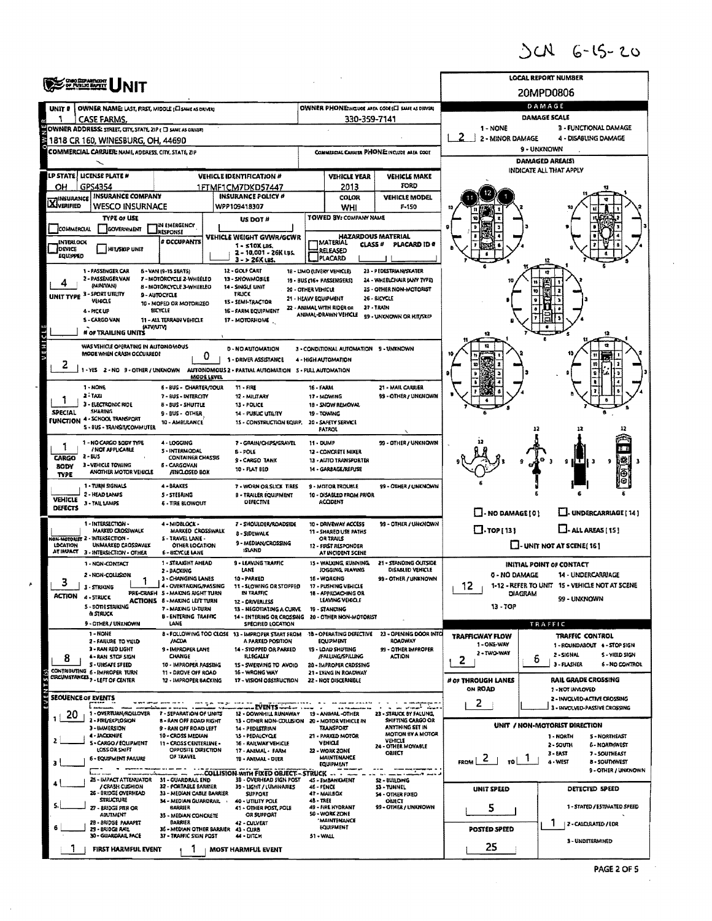JCN 6-15-20

# OHIO DEPARTMENT OF PUBLIC SAFETY UNIT

**LOCAL REPORT NUMBER:** 20MPD0806

| UNIT # | OWNER NAME: LAST, FIRST, MIDDLE (☐ SAME AS DRIVER) | OWNER PHONE: INCLUDE AREA CODE (☐ SAME AS DRIVER) |
|---|---|---|
| 1 | CASE FARMS, | 330-359-7141 |

**OWNER ADDRESS:** STREET, CITY, STATE, ZIP (☐ SAME AS DRIVER): 1818 CR 160, WINESBURG, OH, 44690

**COMMERCIAL CARRIER:** NAME, ADDRESS, CITY, STATE, ZIP: —

**COMMERCIAL CARRIER PHONE:** INCLUDE AREA CODE:

| LP STATE | LICENSE PLATE # | VEHICLE IDENTIFICATION # | VEHICLE YEAR | VEHICLE MAKE |
|---|---|---|---|---|
| OH | GPS4354 | 1FTMF1CM7DKD57447 | 2013 | FORD |

| INSURANCE VERIFIED | INSURANCE COMPANY | INSURANCE POLICY # | COLOR | VEHICLE MODEL |
|---|---|---|---|---|
| X | WESCO INSURNACE | WPP109418307 | WHI | F-150 |

**TYPE OF USE:** ☐ COMMERCIAL ☐ GOVERNMENT ☐ IN EMERGENCY RESPONSE

**US DOT #:**

**TOWED BY:** COMPANY NAME

☐ INTERLOCK DEVICE EQUIPPED ☐ HIT/SKIP UNIT

**# OCCUPANTS:**

**VEHICLE WEIGHT GVWR/GCWR:** 1 - ≤10K LBS. 2 - 10,001 - 26K LBS. 3 - > 26K LBS.

**HAZARDOUS MATERIAL:** ☐ MATERIAL RELEASED CLASS # ☐ PLACARD — PLACARD ID #

**UNIT TYPE:** 4
1 - PASSENGER CAR, 2 - PASSENGER VAN (MINIVAN), 3 - SPORT UTILITY VEHICLE, 4 - PICK UP, 5 - CARGO VAN, 6 - VAN (9-15 SEATS), 7 - MOTORCYCLE 2-WHEELED, 8 - MOTORCYCLE 3-WHEELED, 9 - AUTOCYCLE, 10 - MOPED OR MOTORIZED BICYCLE, 11 - ALL TERRAIN VEHICLE (ATV/UTV), 12 - GOLF CART, 13 - SNOWMOBILE, 14 - SINGLE UNIT TRUCK, 15 - SEMI-TRACTOR, 16 - FARM EQUIPMENT, 17 - MOTORHOME, 18 - LIMO (LIVERY VEHICLE), 19 - BUS (16+ PASSENGERS), 20 - OTHER VEHICLE, 21 - HEAVY EQUIPMENT, 22 - ANIMAL WITH RIDER OR ANIMAL-DRAWN VEHICLE, 23 - PEDESTRIAN/SKATER, 24 - WHEELCHAIR (ANY TYPE), 25 - OTHER NON-MOTORIST, 26 - BICYCLE, 27 - TRAIN, 99 - UNKNOWN OR HIT/SKIP

**# OF TRAILING UNITS:**

**WAS VEHICLE OPERATING IN AUTONOMOUS MODE WHEN CRASH OCCURRED?** 2
1 - YES 2 - NO 9 - OTHER / UNKNOWN

**AUTONOMOUS MODE LEVEL:** 0
0 - NO AUTOMATION, 1 - DRIVER ASSISTANCE, 2 - PARTIAL AUTOMATION, 3 - CONDITIONAL AUTOMATION, 4 - HIGH AUTOMATION, 5 - FULL AUTOMATION, 9 - UNKNOWN

**SPECIAL FUNCTION:** 1
1 - NONE, 2 - TAXI, 3 - ELECTRONIC RIDE SHARING, 4 - SCHOOL TRANSPORT, 5 - BUS - TRANSIT/COMMUTER, 6 - BUS - CHARTER/TOUR, 7 - BUS - INTERCITY, 8 - BUS - SHUTTLE, 9 - BUS - OTHER, 10 - AMBULANCE, 11 - FIRE, 12 - MILITARY, 13 - POLICE, 14 - PUBLIC UTILITY, 15 - CONSTRUCTION EQUIP., 16 - FARM, 17 - MOWING, 18 - SNOW REMOVAL, 19 - TOWING, 20 - SAFETY SERVICE PATROL, 21 - MAIL CARRIER, 99 - OTHER / UNKNOWN

**CARGO BODY TYPE:** 1
1 - NO CARGO BODY TYPE / NOT APPLICABLE, 2 - BUS, 3 - VEHICLE TOWING ANOTHER MOTOR VEHICLE, 4 - LOGGING, 5 - INTERMODAL CONTAINER CHASSIS, 6 - CARGOVAN /ENCLOSED BOX, 7 - GRAIN/CHIPS/GRAVEL, 8 - POLE, 9 - CARGO TANK, 10 - FLAT BED, 11 - DUMP, 12 - CONCRETE MIXER, 13 - AUTO TRANSPORTER, 14 - GARBAGE/REFUSE, 99 - OTHER / UNKNOWN

**VEHICLE DEFECTS:**
1 - TURN SIGNALS, 2 - HEAD LAMPS, 3 - TAIL LAMPS, 4 - BRAKES, 5 - STEERING, 6 - TIRE BLOWOUT, 7 - WORN OR SLICK TIRES, 8 - TRAILER EQUIPMENT DEFECTIVE, 9 - MOTOR TROUBLE, 10 - DISABLED FROM PRIOR ACCIDENT, 99 - OTHER / UNKNOWN

**NON-MOTORIST LOCATION AT IMPACT:**
1 - INTERSECTION - MARKED CROSSWALK, 2 - INTERSECTION - UNMARKED CROSSWALK, 3 - INTERSECTION - OTHER, 4 - MIDBLOCK - MARKED CROSSWALK, 5 - TRAVEL LANE - OTHER LOCATION, 6 - BICYCLE LANE, 7 - SHOULDER/ROADSIDE, 8 - SIDEWALK, 9 - MEDIAN/CROSSING ISLAND, 10 - DRIVEWAY ACCESS, 11 - SHARED USE PATHS OR TRAILS, 12 - FIRST RESPONDER AT INCIDENT SCENE, 99 - OTHER / UNKNOWN

**ACTION:** 3
1 - NON-CONTACT, 2 - NON-COLLISION, 3 - STRIKING, 4 - STRUCK, 5 - BOTH STRIKING & STRUCK, 9 - OTHER / UNKNOWN

**PRE-CRASH ACTIONS:** 1
1 - STRAIGHT AHEAD, 2 - BACKING, 3 - CHANGING LANES, 4 - OVERTAKING/PASSING, 5 - MAKING RIGHT TURN, 6 - MAKING LEFT TURN, 7 - MAKING U-TURN, 8 - ENTERING TRAFFIC LANE, 9 - LEAVING TRAFFIC LANE, 10 - PARKED, 11 - SLOWING OR STOPPED IN TRAFFIC, 12 - DRIVERLESS, 13 - NEGOTIATING A CURVE, 14 - ENTERING OR CROSSING SPECIFIED LOCATION, 15 - WALKING, RUNNING, JOGGING, PLAYING, 16 - WORKING, 17 - PUSHING VEHICLE, 18 - APPROACHING OR LEAVING VEHICLE, 19 - STANDING, 20 - OTHER NON-MOTORIST, 21 - STANDING OUTSIDE DISABLED VEHICLE, 99 - OTHER / UNKNOWN

**CONTRIBUTING CIRCUMSTANCES:** 8
1 - NONE, 2 - FAILURE TO YIELD, 3 - RAN RED LIGHT, 4 - RAN STOP SIGN, 5 - UNSAFE SPEED, 6 - IMPROPER TURN, 7 - LEFT OF CENTER, 8 - FOLLOWING TOO CLOSE /ACDA, 9 - IMPROPER LANE CHANGE, 10 - IMPROPER PASSING, 11 - DROVE OFF ROAD, 12 - IMPROPER BACKING, 13 - IMPROPER START FROM A PARKED POSITION, 14 - STOPPED OR PARKED ILLEGALLY, 15 - SWERVING TO AVOID, 16 - WRONG WAY, 17 - VISION OBSTRUCTION, 18 - OPERATING DEFECTIVE EQUIPMENT, 19 - LOAD SHIFTING /FALLING/SPILLING, 20 - IMPROPER CROSSING, 21 - LYING IN ROADWAY, 22 - NOT DISCERNIBLE, 23 - OPENING DOOR INTO ROADWAY, 99 - OTHER IMPROPER ACTION

**SEQUENCE OF EVENTS:**
1: 20
2:
3:
4:
5:
6:

**EVENTS:** 1 - OVERTURN/ROLLOVER, 2 - FIRE/EXPLOSION, 3 - IMMERSION, 4 - JACKKNIFE, 5 - CARGO / EQUIPMENT LOSS OR SHIFT, 6 - EQUIPMENT FAILURE, 7 - SEPARATION OF UNITS, 8 - RAN OFF ROAD RIGHT, 9 - RAN OFF ROAD LEFT, 10 - CROSS MEDIAN, 11 - CROSS CENTERLINE - OPPOSITE DIRECTION OF TRAVEL, 12 - DOWNHILL RUNAWAY, 13 - OTHER NON-COLLISION, 14 - PEDESTRIAN, 15 - PEDALCYCLE, 16 - RAILWAY VEHICLE, 17 - ANIMAL - FARM, 18 - ANIMAL - DEER, 19 - ANIMAL -OTHER, 20 - MOTOR VEHICLE IN TRANSPORT, 21 - PARKED MOTOR VEHICLE, 22 - WORK ZONE MAINTENANCE EQUIPMENT, 23 - STRUCK BY FALLING, SHIFTING CARGO OR ANYTHING SET IN MOTION BY A MOTOR VEHICLE, 24 - OTHER MOVABLE OBJECT

**COLLISION WITH FIXED OBJECT - STRUCK:** 25 - IMPACT ATTENUATOR / CRASH CUSHION, 26 - BRIDGE OVERHEAD STRUCTURE, 27 - BRIDGE PIER OR ABUTMENT, 28 - BRIDGE PARAPET, 29 - BRIDGE RAIL, 30 - GUARDRAIL FACE, 31 - GUARDRAIL END, 32 - PORTABLE BARRIER, 33 - MEDIAN CABLE BARRIER, 34 - MEDIAN GUARDRAIL BARRIER, 35 - MEDIAN CONCRETE BARRIER, 36 - MEDIAN OTHER BARRIER, 37 - TRAFFIC SIGN POST, 38 - OVERHEAD SIGN POST, 39 - LIGHT / LUMINARIES SUPPORT, 40 - UTILITY POLE, 41 - OTHER POST, POLE OR SUPPORT, 42 - CULVERT, 43 - CURB, 44 - DITCH, 45 - EMBANKMENT, 46 - FENCE, 47 - MAILBOX, 48 - TREE, 49 - FIRE HYDRANT, 50 - WORK ZONE MAINTENANCE EQUIPMENT, 51 - WALL, 52 - BUILDING, 53 - TUNNEL, 54 - OTHER FIXED OBJECT, 99 - OTHER / UNKNOWN

**FIRST HARMFUL EVENT:** 1
**MOST HARMFUL EVENT:** 1

## DAMAGE

**DAMAGE SCALE:** 2
1 - NONE, 2 - MINOR DAMAGE, 3 - FUNCTIONAL DAMAGE, 4 - DISABLING DAMAGE, 9 - UNKNOWN

**DAMAGED AREA(S):** INDICATE ALL THAT APPLY — 11, 12, 1

☐ - NO DAMAGE [0] ☐ - UNDERCARRIAGE [14]
☐ - TOP [13] ☐ - ALL AREAS [15]
☐ - UNIT NOT AT SCENE [16]

**INITIAL POINT OF CONTACT:** 12
0 - NO DAMAGE, 14 - UNDERCARRIAGE, 1-12 - REFER TO UNIT DIAGRAM, 15 - VEHICLE NOT AT SCENE, 13 - TOP, 99 - UNKNOWN

## TRAFFIC

**TRAFFICWAY FLOW:** 2
1 - ONE-WAY, 2 - TWO-WAY

**TRAFFIC CONTROL:** 6
1 - ROUNDABOUT, 2 - SIGNAL, 3 - FLASHER, 4 - STOP SIGN, 5 - YIELD SIGN, 6 - NO CONTROL

**# OF THROUGH LANES ON ROAD:** 2

**RAIL GRADE CROSSING:**
1 - NOT INVLOVED, 2 - INVOLVED-ACTIVE CROSSING, 3 - INVOLVED-PASSIVE CROSSING

**UNIT / NON-MOTORIST DIRECTION:** FROM 2 TO 1
1 - NORTH, 2 - SOUTH, 3 - EAST, 4 - WEST, 5 - NORTHEAST, 6 - NORTHWEST, 7 - SOUTHEAST, 8 - SOUTHWEST, 9 - OTHER / UNKNOWN

**UNIT SPEED:** 5

**POSTED SPEED:** 25

**DETECTED SPEED:** 1
1 - STATED / ESTIMATED SPEED, 2 - CALCULATED / EDR, 3 - UNDETERMINED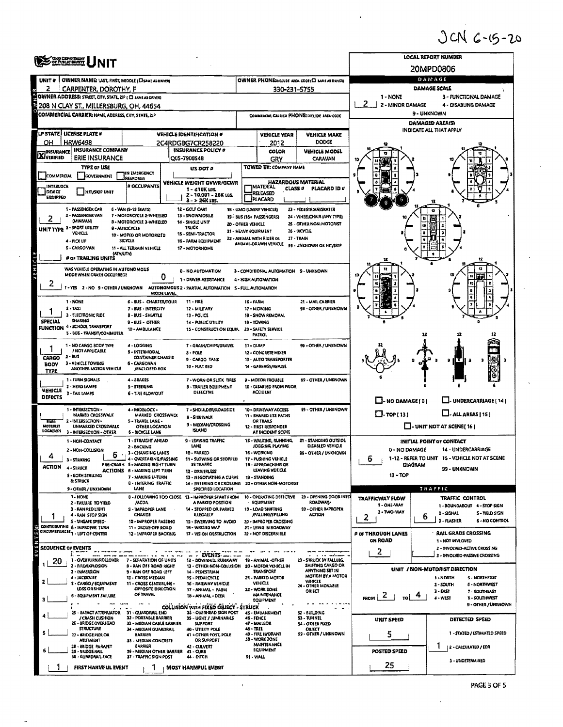JCN 6-15-20

# OHIO DEPARTMENT OF PUBLIC SAFETY UNIT

**LOCAL REPORT NUMBER:** 20MPD0806

| | |
|---|---|
| UNIT # | 2 |
| OWNER NAME: LAST, FIRST, MIDDLE | CARPENTER, DOROTHY, F |
| OWNER PHONE | 330-231-5755 |
| OWNER ADDRESS: STREET, CITY, STATE, ZIP | 208 N CLAY ST., MILLERSBURG, OH, 44654 |
| COMMERCIAL CARRIER: NAME, ADDRESS, CITY, STATE, ZIP | |
| COMMERCIAL CARRIER PHONE | |

| LP STATE | LICENSE PLATE # | VEHICLE IDENTIFICATION # | VEHICLE YEAR | VEHICLE MAKE |
|---|---|---|---|---|
| OH | HRW6498 | 2C4RDGBG7CR258220 | 2012 | DODGE |

| INSURANCE | INSURANCE COMPANY | INSURANCE POLICY # | COLOR | VEHICLE MODEL |
|---|---|---|---|---|
| X VERIFIED | ERIE INSURANCE | Q05-7908548 | GRY | CARAVAN |

TYPE OF USE: COMMERCIAL / GOVERNMENT / IN EMERGENCY RESPONSE / INTERLOCK DEVICE EQUIPPED / HIT/SKIP UNIT

US DOT #:

TOWED BY: COMPANY NAME:

# OCCUPANTS:

VEHICLE WEIGHT GVWR/GCWR: 1 - ≤10K LBS. 2 - 10,001 - 26K LBS. 3 - > 26K LBS.

HAZARDOUS MATERIAL: MATERIAL RELEASED / PLACARD; CLASS #; PLACARD ID #

**UNIT TYPE:** 2
1 - PASSENGER CAR, 2 - PASSENGER VAN (MINIVAN), 3 - SPORT UTILITY VEHICLE, 4 - PICK UP, 5 - CARGO VAN, 6 - VAN (9-15 SEATS), 7 - MOTORCYCLE 2-WHEELED, 8 - MOTORCYCLE 3-WHEELED, 9 - AUTOCYCLE, 10 - MOPED OR MOTORIZED BICYCLE, 11 - ALL TERRAIN VEHICLE (ATV/UTV), 12 - GOLF CART, 13 - SNOWMOBILE, 14 - SINGLE UNIT TRUCK, 15 - SEMI-TRACTOR, 16 - FARM EQUIPMENT, 17 - MOTORHOME, 18 - LIMO (LIVERY VEHICLE), 19 - BUS (16+ PASSENGERS), 20 - OTHER VEHICLE, 21 - HEAVY EQUIPMENT, 22 - ANIMAL WITH RIDER OR ANIMAL-DRAWN VEHICLE, 23 - PEDESTRIAN/SKATER, 24 - WHEELCHAIR (ANY TYPE), 25 - OTHER NON-MOTORIST, 26 - BICYCLE, 27 - TRAIN, 99 - UNKNOWN OR HIT/SKIP

# OF TRAILING UNITS:

**WAS VEHICLE OPERATING IN AUTONOMOUS MODE WHEN CRASH OCCURRED?** 2
1 - YES 2 - NO 9 - OTHER / UNKNOWN

**AUTONOMOUS MODE LEVEL:** 0
0 - NO AUTOMATION, 1 - DRIVER ASSISTANCE, 2 - PARTIAL AUTOMATION, 3 - CONDITIONAL AUTOMATION, 4 - HIGH AUTOMATION, 5 - FULL AUTOMATION, 9 - UNKNOWN

**SPECIAL FUNCTION:** 1
1 - NONE, 2 - TAXI, 3 - ELECTRONIC RIDE SHARING, 4 - SCHOOL TRANSPORT, 5 - BUS - TRANSIT/COMMUTER, 6 - BUS - CHARTER/TOUR, 7 - BUS - INTERCITY, 8 - BUS - SHUTTLE, 9 - BUS - OTHER, 10 - AMBULANCE, 11 - FIRE, 12 - MILITARY, 13 - POLICE, 14 - PUBLIC UTILITY, 15 - CONSTRUCTION EQUIP., 16 - FARM, 17 - MOWING, 18 - SNOW REMOVAL, 19 - TOWING, 20 - SAFETY SERVICE PATROL, 21 - MAIL CARRIER, 99 - OTHER / UNKNOWN

**CARGO BODY TYPE:** 1
1 - NO CARGO BODY TYPE / NOT APPLICABLE, 2 - BUS, 3 - VEHICLE TOWING ANOTHER MOTOR VEHICLE, 4 - LOGGING, 5 - INTERMODAL CONTAINER CHASSIS, 6 - CARGOVAN /ENCLOSED BOX, 7 - GRAIN/CHIPS/GRAVEL, 8 - POLE, 9 - CARGO TANK, 10 - FLAT BED, 11 - DUMP, 12 - CONCRETE MIXER, 13 - AUTO TRANSPORTER, 14 - GARBAGE/REFUSE, 99 - OTHER / UNKNOWN

**VEHICLE DEFECTS:**
1 - TURN SIGNALS, 2 - HEAD LAMPS, 3 - TAIL LAMPS, 4 - BRAKES, 5 - STEERING, 6 - TIRE BLOWOUT, 7 - WORN OR SLICK TIRES, 8 - TRAILER EQUIPMENT DEFECTIVE, 9 - MOTOR TROUBLE, 10 - DISABLED FROM PRIOR ACCIDENT, 99 - OTHER / UNKNOWN

**NON-MOTORIST LOCATION:**
1 - INTERSECTION - MARKED CROSSWALK, 2 - INTERSECTION - UNMARKED CROSSWALK, 3 - INTERSECTION - OTHER, 4 - MIDBLOCK - MARKED CROSSWALK, 5 - TRAVEL LANE - OTHER LOCATION, 6 - BICYCLE LANE, 7 - SHOULDER/ROADSIDE, 8 - SIDEWALK, 9 - MEDIAN/CROSSING ISLAND, 10 - DRIVEWAY ACCESS, 11 - SHARED USE PATHS OR TRAILS, 12 - FIRST RESPONDER AT INCIDENT SCENE, 99 - OTHER / UNKNOWN

**ACTION:** 4 **PRE-CRASH ACTIONS:** 6
1 - NON-CONTACT, 2 - NON-COLLISION, 3 - STRIKING, 4 - STRUCK, 5 - BOTH STRIKING & STRUCK, 9 - OTHER / UNKNOWN
1 - STRAIGHT AHEAD, 2 - BACKING, 3 - CHANGING LANES, 4 - OVERTAKING/PASSING, 5 - MAKING RIGHT TURN, 6 - MAKING LEFT TURN, 7 - MAKING U-TURN, 8 - ENTERING TRAFFIC LANE, 9 - LEAVING TRAFFIC LANE, 10 - PARKED, 11 - SLOWING OR STOPPED IN TRAFFIC, 12 - DRIVERLESS, 13 - NEGOTIATING A CURVE, 14 - ENTERING OR CROSSING SPECIFIED LOCATION, 15 - WALKING, RUNNING, JOGGING, PLAYING, 16 - WORKING, 17 - PUSHING VEHICLE, 18 - APPROACHING OR LEAVING VEHICLE, 19 - STANDING, 20 - OTHER NON-MOTORIST, 21 - STANDING OUTSIDE DISABLED VEHICLE, 99 - OTHER / UNKNOWN

**CONTRIBUTING CIRCUMSTANCES:** 1
1 - NONE, 2 - FAILURE TO YIELD, 3 - RAN RED LIGHT, 4 - RAN STOP SIGN, 5 - UNSAFE SPEED, 6 - IMPROPER TURN, 7 - LEFT OF CENTER, 8 - FOLLOWING TOO CLOSE /ACDA, 9 - IMPROPER LANE CHANGE, 10 - IMPROPER PASSING, 11 - DROVE OFF ROAD, 12 - IMPROPER BACKING, 13 - IMPROPER START FROM A PARKED POSITION, 14 - STOPPED OR PARKED ILLEGALLY, 15 - SWERVING TO AVOID, 16 - WRONG WAY, 17 - VISION OBSTRUCTION, 18 - OPERATING DEFECTIVE EQUIPMENT, 19 - LOAD SHIFTING /FALLING/SPILLING, 20 - IMPROPER CROSSING, 21 - LYING IN ROADWAY, 22 - NOT DISCERNIBLE, 23 - OPENING DOOR INTO ROADWAY, 99 - OTHER IMPROPER ACTION

**SEQUENCE OF EVENTS:** 1: 20; 2: ; 3: ; 4: ; 5: ; 6:

EVENTS: 1 - OVERTURN/ROLLOVER, 2 - FIRE/EXPLOSION, 3 - IMMERSION, 4 - JACKKNIFE, 5 - CARGO / EQUIPMENT LOSS OR SHIFT, 6 - EQUIPMENT FAILURE, 7 - SEPARATION OF UNITS, 8 - RAN OFF ROAD RIGHT, 9 - RAN OFF ROAD LEFT, 10 - CROSS MEDIAN, 11 - CROSS CENTERLINE - OPPOSITE DIRECTION OF TRAVEL, 12 - DOWNHILL RUNAWAY, 13 - OTHER NON-COLLISION, 14 - PEDESTRIAN, 15 - PEDALCYCLE, 16 - RAILWAY VEHICLE, 17 - ANIMAL - FARM, 18 - ANIMAL - DEER, 19 - ANIMAL -OTHER, 20 - MOTOR VEHICLE IN TRANSPORT, 21 - PARKED MOTOR VEHICLE, 22 - WORK ZONE MAINTENANCE EQUIPMENT, 23 - STRUCK BY FALLING, SHIFTING CARGO OR ANYTHING SET IN MOTION BY A MOTOR VEHICLE, 24 - OTHER MOVABLE OBJECT

COLLISION WITH FIXED OBJECT - STRUCK: 25 - IMPACT ATTENUATOR / CRASH CUSHION, 26 - BRIDGE OVERHEAD STRUCTURE, 27 - BRIDGE PIER OR ABUTMENT, 28 - BRIDGE PARAPET, 29 - BRIDGE RAIL, 30 - GUARDRAIL FACE, 31 - GUARDRAIL END, 32 - PORTABLE BARRIER, 33 - MEDIAN CABLE BARRIER, 34 - MEDIAN GUARDRAIL BARRIER, 35 - MEDIAN CONCRETE BARRIER, 36 - MEDIAN OTHER BARRIER, 37 - TRAFFIC SIGN POST, 38 - OVERHEAD SIGN POST, 39 - LIGHT / LUMINARIES SUPPORT, 40 - UTILITY POLE, 41 - OTHER POST, POLE OR SUPPORT, 42 - CULVERT, 43 - CURB, 44 - DITCH, 45 - EMBANKMENT, 46 - FENCE, 47 - MAILBOX, 48 - TREE, 49 - FIRE HYDRANT, 50 - WORK ZONE MAINTENANCE EQUIPMENT, 51 - WALL, 52 - BUILDING, 53 - TUNNEL, 54 - OTHER FIXED OBJECT, 99 - OTHER / UNKNOWN

**FIRST HARMFUL EVENT:** 1 **MOST HARMFUL EVENT:** 1

## DAMAGE

**DAMAGE SCALE:** 2
1 - NONE, 2 - MINOR DAMAGE, 3 - FUNCTIONAL DAMAGE, 4 - DISABLING DAMAGE, 9 - UNKNOWN

DAMAGED AREA(S) — INDICATE ALL THAT APPLY: 5, 6, 7

☐ - NO DAMAGE [0] ☐ - UNDERCARRIAGE [14] ☐ - TOP [13] ☐ - ALL AREAS [15] ☐ - UNIT NOT AT SCENE [16]

**INITIAL POINT OF CONTACT:** 6
0 - NO DAMAGE, 14 - UNDERCARRIAGE, 1-12 - REFER TO UNIT DIAGRAM, 15 - VEHICLE NOT AT SCENE, 13 - TOP, 99 - UNKNOWN

## TRAFFIC

**TRAFFICWAY FLOW:** 2 (1 - ONE-WAY, 2 - TWO-WAY)

**TRAFFIC CONTROL:** 6
1 - ROUNDABOUT, 2 - SIGNAL, 3 - FLASHER, 4 - STOP SIGN, 5 - YIELD SIGN, 6 - NO CONTROL

**# OF THROUGH LANES ON ROAD:** 2

**RAIL GRADE CROSSING:** 1 - NOT INVOLVED, 2 - INVOLVED-ACTIVE CROSSING, 3 - INVOLVED-PASSIVE CROSSING

**UNIT / NON-MOTORIST DIRECTION:** FROM 2 TO 4
1 - NORTH, 2 - SOUTH, 3 - EAST, 4 - WEST, 5 - NORTHEAST, 6 - NORTHWEST, 7 - SOUTHEAST, 8 - SOUTHWEST, 9 - OTHER / UNKNOWN

**UNIT SPEED:** 5

**POSTED SPEED:** 25

**DETECTED SPEED:** 1
1 - STATED / ESTIMATED SPEED, 2 - CALCULATED / EDR, 3 - UNDETERMINED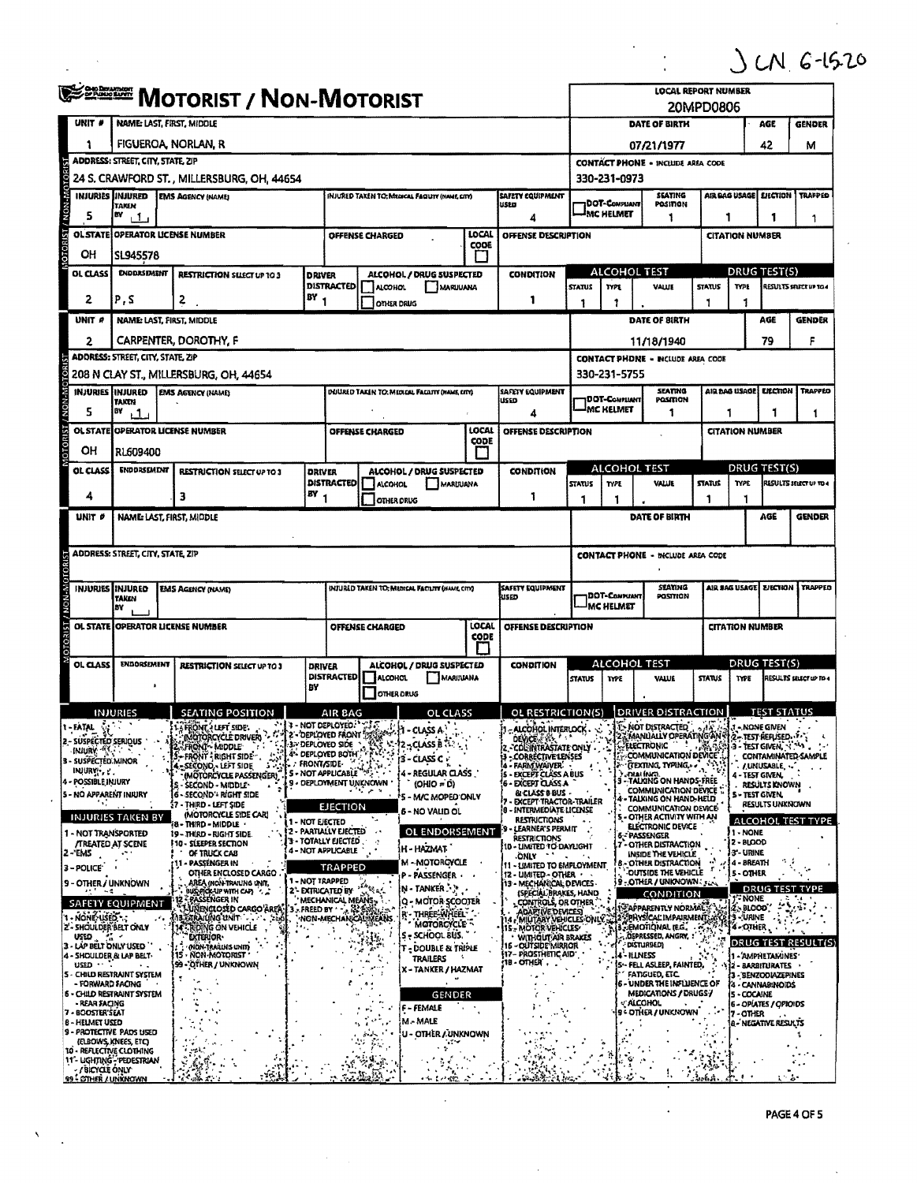JCN 6-1520

# MOTORIST / NON-MOTORIST

**LOCAL REPORT NUMBER:** 20MPD0806

## Unit 1

| UNIT # | NAME: LAST, FIRST, MIDDLE | DATE OF BIRTH | AGE | GENDER |
|---|---|---|---|---|
| 1 | FIGUEROA, NORLAN, R | 07/21/1977 | 42 | M |

| ADDRESS: STREET, CITY, STATE, ZIP | CONTACT PHONE - INCLUDE AREA CODE |
|---|---|
| 24 S. CRAWFORD ST., MILLERSBURG, OH, 44654 | 330-231-0973 |

| INJURIES | INJURED TAKEN BY | EMS AGENCY (NAME) | INJURED TAKEN TO: MEDICAL FACILITY (NAME, CITY) | SAFETY EQUIPMENT USED | DOT-COMPLIANT MC HELMET | SEATING POSITION | AIR BAG USAGE | EJECTION | TRAPPED |
|---|---|---|---|---|---|---|---|---|---|
| 5 | 1 | | | 4 | | 1 | 1 | 1 | 1 |

| OL STATE | OPERATOR LICENSE NUMBER | OFFENSE CHARGED | LOCAL CODE | OFFENSE DESCRIPTION | CITATION NUMBER |
|---|---|---|---|---|---|
| OH | SL945578 | | | | |

| OL CLASS | ENDORSEMENT | RESTRICTION SELECT UP TO 3 | DRIVER DISTRACTED BY | ALCOHOL / DRUG SUSPECTED | CONDITION | ALCOHOL TEST STATUS | ALCOHOL TEST TYPE | ALCOHOL TEST VALUE | DRUG TEST STATUS | DRUG TEST TYPE | DRUG TEST RESULTS SELECT UP TO 4 |
|---|---|---|---|---|---|---|---|---|---|---|---|
| 2 | P, S | 2 | 1 | | 1 | 1 | 1 | . | 1 | 1 | |

## Unit 2

| UNIT # | NAME: LAST, FIRST, MIDDLE | DATE OF BIRTH | AGE | GENDER |
|---|---|---|---|---|
| 2 | CARPENTER, DOROTHY, F | 11/18/1940 | 79 | F |

| ADDRESS: STREET, CITY, STATE, ZIP | CONTACT PHONE - INCLUDE AREA CODE |
|---|---|
| 208 N CLAY ST., MILLERSBURG, OH, 44654 | 330-231-5755 |

| INJURIES | INJURED TAKEN BY | EMS AGENCY (NAME) | INJURED TAKEN TO: MEDICAL FACILITY (NAME, CITY) | SAFETY EQUIPMENT USED | DOT-COMPLIANT MC HELMET | SEATING POSITION | AIR BAG USAGE | EJECTION | TRAPPED |
|---|---|---|---|---|---|---|---|---|---|
| 5 | 1 | | | 4 | | 1 | 1 | 1 | 1 |

| OL STATE | OPERATOR LICENSE NUMBER | OFFENSE CHARGED | LOCAL CODE | OFFENSE DESCRIPTION | CITATION NUMBER |
|---|---|---|---|---|---|
| OH | RL609400 | | | | |

| OL CLASS | ENDORSEMENT | RESTRICTION SELECT UP TO 3 | DRIVER DISTRACTED BY | ALCOHOL / DRUG SUSPECTED | CONDITION | ALCOHOL TEST STATUS | ALCOHOL TEST TYPE | ALCOHOL TEST VALUE | DRUG TEST STATUS | DRUG TEST TYPE | DRUG TEST RESULTS SELECT UP TO 4 |
|---|---|---|---|---|---|---|---|---|---|---|---|
| 4 | | 3 | 1 | | 1 | 1 | 1 | . | 1 | 1 | |

## Unit (blank)

| UNIT # | NAME: LAST, FIRST, MIDDLE | DATE OF BIRTH | AGE | GENDER |
|---|---|---|---|---|
| | | | | |

## Codes

**INJURIES**
1 - FATAL
2 - SUSPECTED SERIOUS INJURY
3 - SUSPECTED MINOR INJURY
4 - POSSIBLE INJURY
5 - NO APPARENT INJURY

**INJURIES TAKEN BY**
1 - NOT TRANSPORTED /TREATED AT SCENE
2 - EMS
3 - POLICE
9 - OTHER / UNKNOWN

**SAFETY EQUIPMENT**
1 - NONE USED
2 - SHOULDER BELT ONLY USED
3 - LAP BELT ONLY USED
4 - SHOULDER & LAP BELT USED
5 - CHILD RESTRAINT SYSTEM - FORWARD FACING
6 - CHILD RESTRAINT SYSTEM - REAR FACING
7 - BOOSTER SEAT
8 - HELMET USED
9 - PROTECTIVE PADS USED (ELBOWS, KNEES, ETC)
10 - REFLECTIVE CLOTHING
11 - LIGHTING - PEDESTRIAN / BICYCLE ONLY
99 - OTHER / UNKNOWN

**SEATING POSITION**
1 - FRONT - LEFT SIDE (MOTORCYCLE DRIVER)
2 - FRONT - MIDDLE
3 - FRONT - RIGHT SIDE
4 - SECOND - LEFT SIDE (MOTORCYCLE PASSENGER)
5 - SECOND - MIDDLE
6 - SECOND - RIGHT SIDE
7 - THIRD - LEFT SIDE (MOTORCYCLE SIDE CAR)
8 - THIRD - MIDDLE
9 - THIRD - RIGHT SIDE
10 - SLEEPER SECTION OF TRUCK CAB
11 - PASSENGER IN OTHER ENCLOSED CARGO AREA (NON-TRAILING UNIT, BUS, PICK-UP WITH CAP)
12 - PASSENGER IN UNENCLOSED CARGO AREA
13 - TRAILING UNIT
14 - RIDING ON VEHICLE EXTERIOR (NON-TRAILING UNIT)
15 - NON-MOTORIST
99 - OTHER / UNKNOWN

**AIR BAG**
1 - NOT DEPLOYED
2 - DEPLOYED FRONT
3 - DEPLOYED SIDE
4 - DEPLOYED BOTH FRONT/SIDE
5 - NOT APPLICABLE
9 - DEPLOYMENT UNKNOWN

**EJECTION**
1 - NOT EJECTED
2 - PARTIALLY EJECTED
3 - TOTALLY EJECTED
4 - NOT APPLICABLE

**TRAPPED**
1 - NOT TRAPPED
2 - EXTRICATED BY MECHANICAL MEANS
3 - FREED BY NON-MECHANICAL MEANS

**OL CLASS**
1 - CLASS A
2 - CLASS B
3 - CLASS C
4 - REGULAR CLASS (OHIO = D)
5 - M/C MOPED ONLY
6 - NO VALID OL

**OL ENDORSEMENT**
H - HAZMAT
M - MOTORCYCLE
P - PASSENGER
N - TANKER
Q - MOTOR SCOOTER
R - THREE-WHEEL MOTORCYCLE
S - SCHOOL BUS
T - DOUBLE & TRIPLE TRAILERS
X - TANKER / HAZMAT

**GENDER**
F - FEMALE
M - MALE
U - OTHER / UNKNOWN

**OL RESTRICTION(S)**
1 - ALCOHOL INTERLOCK DEVICE
2 - CDL INTRASTATE ONLY
3 - CORRECTIVE LENSES
4 - FARM WAIVER
5 - EXCEPT CLASS A BUS
6 - EXCEPT CLASS A & CLASS B BUS
7 - EXCEPT TRACTOR-TRAILER
8 - INTERMEDIATE LICENSE RESTRICTIONS
9 - LEARNER'S PERMIT RESTRICTIONS
10 - LIMITED TO DAYLIGHT ONLY
11 - LIMITED TO EMPLOYMENT
12 - LIMITED - OTHER
13 - MECHANICAL DEVICES (SPECIAL BRAKES, HAND CONTROLS, OR OTHER ADAPTIVE DEVICES)
14 - MILITARY VEHICLES ONLY
15 - MOTOR VEHICLES WITHOUT AIR BRAKES
16 - OUTSIDE MIRROR
17 - PROSTHETIC AID
18 - OTHER

**DRIVER DISTRACTION**
1 - NOT DISTRACTED
2 - MANUALLY OPERATING AN ELECTRONIC COMMUNICATION DEVICE (TEXTING, TYPING, DIALING)
3 - TALKING ON HANDS-FREE COMMUNICATION DEVICE
4 - TALKING ON HAND-HELD COMMUNICATION DEVICE
5 - OTHER ACTIVITY WITH AN ELECTRONIC DEVICE
6 - PASSENGER
7 - OTHER DISTRACTION INSIDE THE VEHICLE
8 - OTHER DISTRACTION OUTSIDE THE VEHICLE
9 - OTHER / UNKNOWN

**CONDITION**
1 - APPARENTLY NORMAL
2 - PHYSICAL IMPAIRMENT
3 - EMOTIONAL (E.G., DEPRESSED, ANGRY, DISTURBED)
4 - ILLNESS
5 - FELL ASLEEP, FAINTED, FATIGUED, ETC.
6 - UNDER THE INFLUENCE OF MEDICATIONS / DRUGS / ALCOHOL
9 - OTHER / UNKNOWN

**TEST STATUS**
1 - NONE GIVEN
2 - TEST REFUSED
3 - TEST GIVEN, CONTAMINATED SAMPLE / UNUSABLE
4 - TEST GIVEN, RESULTS KNOWN
5 - TEST GIVEN, RESULTS UNKNOWN

**ALCOHOL TEST TYPE**
1 - NONE
2 - BLOOD
3 - URINE
4 - BREATH
5 - OTHER

**DRUG TEST TYPE**
1 - NONE
2 - BLOOD
3 - URINE
4 - OTHER

**DRUG TEST RESULT(S)**
1 - AMPHETAMINES
2 - BARBITURATES
3 - BENZODIAZEPINES
4 - CANNABINOIDS
5 - COCAINE
6 - OPIATES / OPIOIDS
7 - OTHER
8 - NEGATIVE RESULTS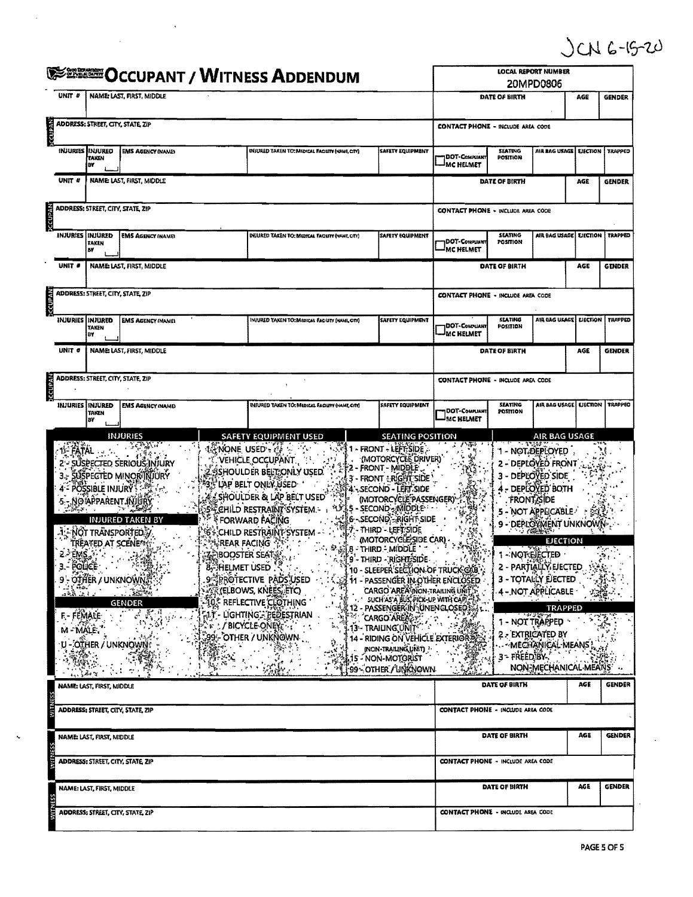JCN 6-15-20

# OCCUPANT / WITNESS ADDENDUM

**LOCAL REPORT NUMBER**
20MPD0806

## OCCUPANT

| UNIT # | NAME: LAST, FIRST, MIDDLE | DATE OF BIRTH | AGE | GENDER |
|---|---|---|---|---|
| | | | | |

| ADDRESS: STREET, CITY, STATE, ZIP | CONTACT PHONE - INCLUDE AREA CODE |
|---|---|
| | |

| INJURIES | INJURED TAKEN BY | EMS AGENCY (NAME) | INJURED TAKEN TO: MEDICAL FACILITY (NAME, CITY) | SAFETY EQUIPMENT | DOT-COMPLIANT MC HELMET | SEATING POSITION | AIR BAG USAGE | EJECTION | TRAPPED |
|---|---|---|---|---|---|---|---|---|---|
| | | | | | | | | | |

## OCCUPANT

| UNIT # | NAME: LAST, FIRST, MIDDLE | DATE OF BIRTH | AGE | GENDER |
|---|---|---|---|---|
| | | | | |

| ADDRESS: STREET, CITY, STATE, ZIP | CONTACT PHONE - INCLUDE AREA CODE |
|---|---|
| | |

| INJURIES | INJURED TAKEN BY | EMS AGENCY (NAME) | INJURED TAKEN TO: MEDICAL FACILITY (NAME, CITY) | SAFETY EQUIPMENT | DOT-COMPLIANT MC HELMET | SEATING POSITION | AIR BAG USAGE | EJECTION | TRAPPED |
|---|---|---|---|---|---|---|---|---|---|
| | | | | | | | | | |

## OCCUPANT

| UNIT # | NAME: LAST, FIRST, MIDDLE | DATE OF BIRTH | AGE | GENDER |
|---|---|---|---|---|
| | | | | |

| ADDRESS: STREET, CITY, STATE, ZIP | CONTACT PHONE - INCLUDE AREA CODE |
|---|---|
| | |

| INJURIES | INJURED TAKEN BY | EMS AGENCY (NAME) | INJURED TAKEN TO: MEDICAL FACILITY (NAME, CITY) | SAFETY EQUIPMENT | DOT-COMPLIANT MC HELMET | SEATING POSITION | AIR BAG USAGE | EJECTION | TRAPPED |
|---|---|---|---|---|---|---|---|---|---|
| | | | | | | | | | |

## OCCUPANT

| UNIT # | NAME: LAST, FIRST, MIDDLE | DATE OF BIRTH | AGE | GENDER |
|---|---|---|---|---|
| | | | | |

| ADDRESS: STREET, CITY, STATE, ZIP | CONTACT PHONE - INCLUDE AREA CODE |
|---|---|
| | |

| INJURIES | INJURED TAKEN BY | EMS AGENCY (NAME) | INJURED TAKEN TO: MEDICAL FACILITY (NAME, CITY) | SAFETY EQUIPMENT | DOT-COMPLIANT MC HELMET | SEATING POSITION | AIR BAG USAGE | EJECTION | TRAPPED |
|---|---|---|---|---|---|---|---|---|---|
| | | | | | | | | | |

### INJURIES
1 - FATAL
2 - SUSPECTED SERIOUS INJURY
3 - SUSPECTED MINOR INJURY
4 - POSSIBLE INJURY
5 - NO APPARENT INJURY

### INJURED TAKEN BY
1 - NOT TRANSPORTED / TREATED AT SCENE
2 - EMS
3 - POLICE
9 - OTHER / UNKNOWN

### GENDER
F - FEMALE
M - MALE
U - OTHER / UNKNOWN

### SAFETY EQUIPMENT USED
1 - NONE USED - VEHICLE OCCUPANT
2 - SHOULDER BELT ONLY USED
3 - LAP BELT ONLY USED
4 - SHOULDER & LAP BELT USED
5 - CHILD RESTRAINT SYSTEM - FORWARD FACING
6 - CHILD RESTRAINT SYSTEM - REAR FACING
7 - BOOSTER SEAT
8 - HELMET USED
9 - PROTECTIVE PADS USED (ELBOWS, KNEES, ETC)
10 - REFLECTIVE CLOTHING
11 - LIGHTING - PEDESTRIAN / BICYCLE ONLY
99 - OTHER / UNKNOWN

### SEATING POSITION
1 - FRONT - LEFT SIDE (MOTORCYCLE DRIVER)
2 - FRONT - MIDDLE
3 - FRONT - RIGHT SIDE
4 - SECOND - LEFT SIDE (MOTORCYCLE PASSENGER)
5 - SECOND - MIDDLE
6 - SECOND - RIGHT SIDE
7 - THIRD - LEFT SIDE (MOTORCYCLE SIDE CAR)
8 - THIRD - MIDDLE
9 - THIRD - RIGHT SIDE
10 - SLEEPER SECTION OF TRUCK CAB
11 - PASSENGER IN OTHER ENCLOSED CARGO AREA (NON-TRAILING UNIT SUCH AS A BUS, PICK-UP WITH CAP)
12 - PASSENGER IN UNENCLOSED CARGO AREA
13 - TRAILING UNIT
14 - RIDING ON VEHICLE EXTERIOR (NON-TRAILING UNIT)
15 - NON-MOTORIST
99 - OTHER / UNKNOWN

### AIR BAG USAGE
1 - NOT DEPLOYED
2 - DEPLOYED FRONT
3 - DEPLOYED SIDE
4 - DEPLOYED BOTH FRONT/SIDE
5 - NOT APPLICABLE
9 - DEPLOYMENT UNKNOWN

### EJECTION
1 - NOT EJECTED
2 - PARTIALLY EJECTED
3 - TOTALLY EJECTED
4 - NOT APPLICABLE

### TRAPPED
1 - NOT TRAPPED
2 - EXTRICATED BY MECHANICAL MEANS
3 - FREED BY NON-MECHANICAL MEANS

## WITNESS

| NAME: LAST, FIRST, MIDDLE | DATE OF BIRTH | AGE | GENDER |
|---|---|---|---|
| | | | |

| ADDRESS: STREET, CITY, STATE, ZIP | CONTACT PHONE - INCLUDE AREA CODE |
|---|---|
| | |

## WITNESS

| NAME: LAST, FIRST, MIDDLE | DATE OF BIRTH | AGE | GENDER |
|---|---|---|---|
| | | | |

| ADDRESS: STREET, CITY, STATE, ZIP | CONTACT PHONE - INCLUDE AREA CODE |
|---|---|
| | |

## WITNESS

| NAME: LAST, FIRST, MIDDLE | DATE OF BIRTH | AGE | GENDER |
|---|---|---|---|
| | | | |

| ADDRESS: STREET, CITY, STATE, ZIP | CONTACT PHONE - INCLUDE AREA CODE |
|---|---|
| | |